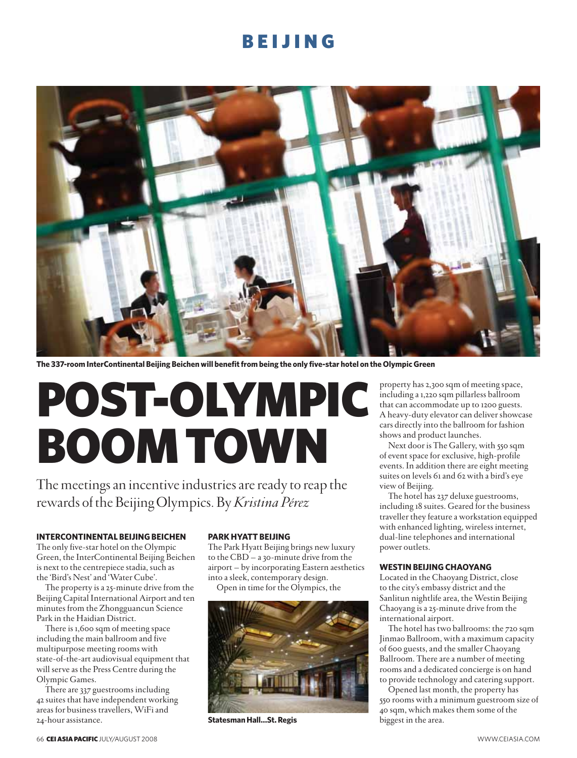The 337-room InterContinental Beijing Beichen will benefit from being the only five-star hotel on the Olympic Green

# POST-OLYMPIC BOOM TOWN

The meetings an incentive industries are ready to reap the rewards of the Beijing Olympics. By *Kristina Pérez*

### INTERCONTINENTAL BEIJING BEICHEN

The only five-star hotel on the Olympic Green, the InterContinental Beijing Beichen is next to the centrepiece stadia, such as the 'Bird's Nest' and 'Water Cube'.

The property is a 25-minute drive from the Beijing Capital International Airport and ten minutes from the Zhongguancun Science Park in the Haidian District.

There is 1,600 sqm of meeting space including the main ballroom and five multipurpose meeting rooms with state-of-the-art audiovisual equipment that will serve as the Press Centre during the Olympic Games.

There are 337 guestrooms including 42 suites that have independent working areas for business travellers, WiFi and 24-hour assistance.

### PARK HYATT BEIJING

The Park Hyatt Beijing brings new luxury to the CBD – a 30-minute drive from the airport – by incorporating Eastern aesthetics into a sleek, contemporary design.

Open in time for the Olympics, the property has 2,300 sqm of meeting space, including a 1,220 sqm pillarless ballroom that can accommodate up to 1200 guests. A heavy-duty elevator can deliver showcase cars directly into the ballroom for fashion shows and product launches.

Statesman Hall...St. Regis

Next door is The Gallery, with 550 sqm of event space for exclusive, high-profile events. In addition there are eight meeting suites on levels 61 and 62 with a bird's eye view of Beijing.

The hotel has 237 deluxe guestrooms, including 18 suites. Geared for the business traveller they feature a workstation equipped with enhanced lighting, wireless internet, dual-line telephones and international power outlets.

### WESTIN BEIJING CHAOYANG

Located in the Chaoyang District, close to the city's embassy district and the Sanlitun nightlife area, the Westin Beijing Chaoyang is a 25-minute drive from the international airport.

The hotel has two ballrooms: the 720 sqm Jinmao Ballroom, with a maximum capacity of 600 guests, and the smaller Chaoyang Ballroom. There are a number of meeting rooms and a dedicated concierge is on hand to provide technology and catering support.

Opened last month, the property has 550 rooms with a minimum guestroom size of 40 sqm, which makes them some of the biggest in the area.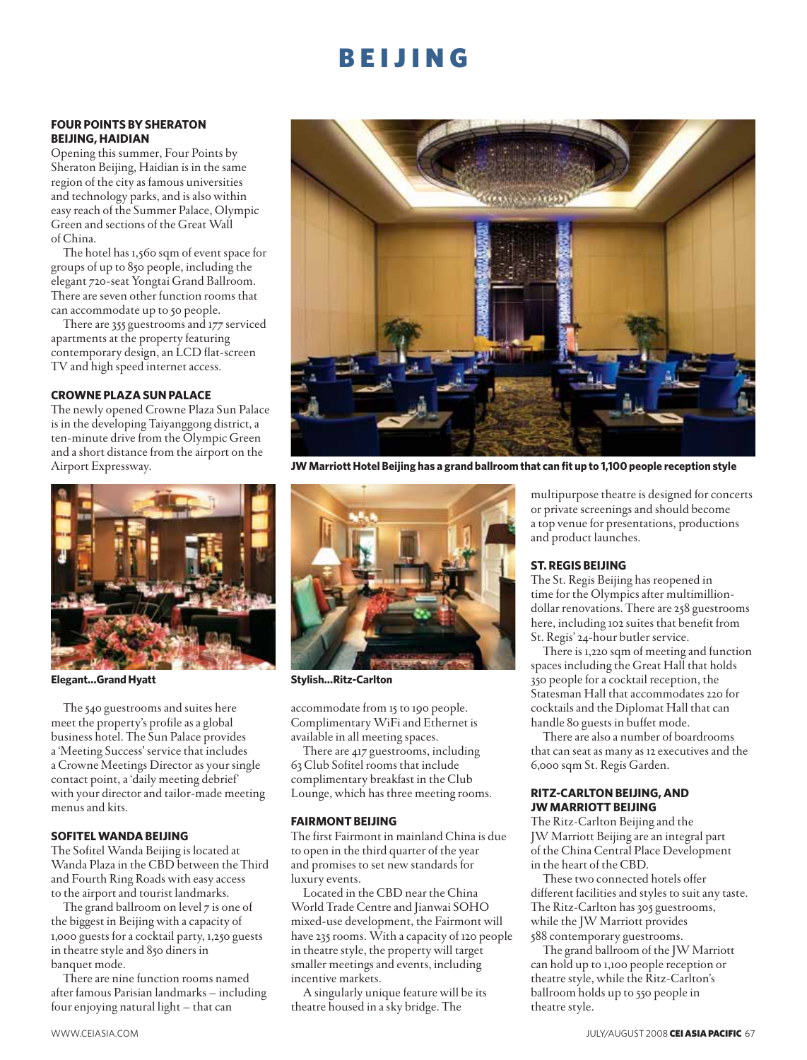# BEIJING

### FOUR POINTS BY SHERATON BEIJING, HAIDIAN

Opening this summer, Four Points by Sheraton Beijing, Haidian is in the same region of the city as famous universities and technology parks, and is also within easy reach of the Summer Palace, Olympic Green and sections of the Great Wall of China.

The hotel has 1,560 sqm of event space for groups of up to 850 people, including the elegant 720-seat Yongtai Grand Ballroom. There are seven other function rooms that can accommodate up to 50 people.

There are 355 guestrooms and 177 serviced apartments at the property featuring contemporary design, an LCD flat-screen TV and high speed internet access.

### CROWNE PLAZA SUN PALACE

The newly opened Crowne Plaza Sun Palace is in the developing Taiyanggong district, a ten-minute drive from the Olympic Green and a short distance from the airport on the Airport Expressway.

The 540 guestrooms and suites here meet the property's profile as a global business hotel. The Sun Palace provides a 'Meeting Success' service that includes a Crowne Meetings Director as your single contact point, a 'daily meeting debrief' with your director and tailor-made meeting menus and kits.

### SOFITEL WANDA BEIJING

The Sofitel Wanda Beijing is located at Wanda Plaza in the CBD between the Third and Fourth Ring Roads with easy access to the airport and tourist landmarks.

The grand ballroom on level 7 is one of the biggest in Beijing with a capacity of 1,000 guests for a cocktail party, 1,250 guests in theatre style and 850 diners in banquet mode.

There are nine function rooms named after famous Parisian landmarks – including four enjoying natural light – that can accommodate from 15 to 190 people. Complimentary WiFi and Ethernet is available in all meeting spaces.

There are 417 guestrooms, including 63 Club Sofitel rooms that include complimentary breakfast in the Club Lounge, which has three meeting rooms.

**JW Marriott Hotel Beijing has a grand ballroom that can fit up to 1,100 people reception style**

**Elegant...Grand Hyatt**

**Stylish...Ritz-Carlton**

### FAIRMONT BEIJING

The first Fairmont in mainland China is due to open in the third quarter of the year and promises to set new standards for luxury events.

Located in the CBD near the China World Trade Centre and Jianwai SOHO mixed-use development, the Fairmont will have 235 rooms. With a capacity of 120 people in theatre style, the property will target smaller meetings and events, including incentive markets.

A singularly unique feature will be its theatre housed in a sky bridge. The multipurpose theatre is designed for concerts or private screenings and should become a top venue for presentations, productions and product launches.

### ST. REGIS BEIJING

The St. Regis Beijing has reopened in time for the Olympics after multimillion-dollar renovations. There are 258 guestrooms here, including 102 suites that benefit from St. Regis' 24-hour butler service.

There is 1,220 sqm of meeting and function spaces including the Great Hall that holds 350 people for a cocktail reception, the Statesman Hall that accommodates 220 for cocktails and the Diplomat Hall that can handle 80 guests in buffet mode.

There are also a number of boardrooms that can seat as many as 12 executives and the 6,000 sqm St. Regis Garden.

### RITZ-CARLTON BEIJING, AND JW MARRIOTT BEIJING

The Ritz-Carlton Beijing and the JW Marriott Beijing are an integral part of the China Central Place Development in the heart of the CBD.

These two connected hotels offer different facilities and styles to suit any taste. The Ritz-Carlton has 305 guestrooms, while the JW Marriott provides 588 contemporary guestrooms.

The grand ballroom of the JW Marriott can hold up to 1,100 people reception or theatre style, while the Ritz-Carlton's ballroom holds up to 550 people in theatre style.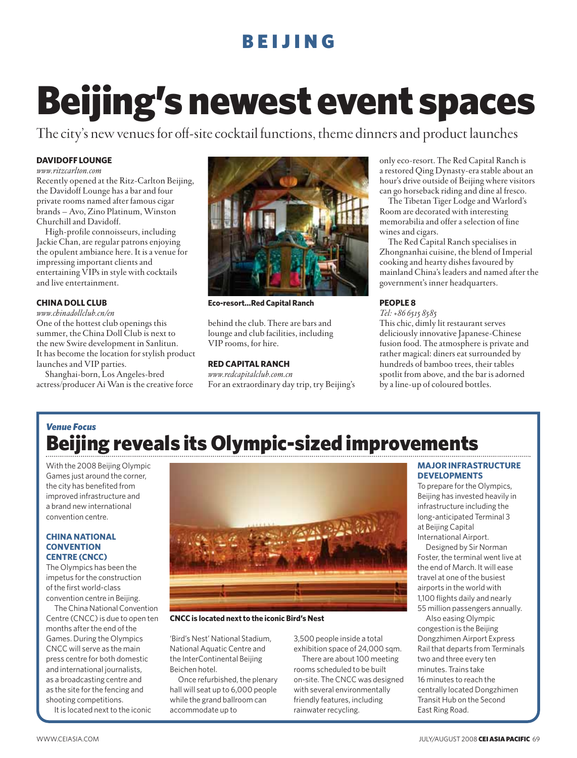# Beijing's newest event spaces

The city's new venues for off-site cocktail functions, theme dinners and product launches

### DAVIDOFF LOUNGE

*www.ritzcarlton.com*

Recently opened at the Ritz-Carlton Beijing, the Davidoff Lounge has a bar and four private rooms named after famous cigar brands – Avo, Zino Platinum, Winston Churchill and Davidoff.

High-profile connoisseurs, including Jackie Chan, are regular patrons enjoying the opulent ambiance here. It is a venue for impressing important clients and entertaining VIPs in style with cocktails and live entertainment.

### CHINA DOLL CLUB

*www.chinadollclub.cn/en*

One of the hottest club openings this summer, the China Doll Club is next to the new Swire development in Sanlitun. It has become the location for stylish product launches and VIP parties.

Shanghai-born, Los Angeles-bred actress/producer Ai Wan is the creative force behind the club. There are bars and lounge and club facilities, including VIP rooms, for hire.

**Eco-resort...Red Capital Ranch**

### RED CAPITAL RANCH

*www.redcapitalclub.com.cn*

For an extraordinary day trip, try Beijing's only eco-resort. The Red Capital Ranch is a restored Qing Dynasty-era stable about an hour's drive outside of Beijing where visitors can go horseback riding and dine al fresco.

The Tibetan Tiger Lodge and Warlord's Room are decorated with interesting memorabilia and offer a selection of fine wines and cigars.

The Red Capital Ranch specialises in Zhongnanhai cuisine, the blend of Imperial cooking and hearty dishes favoured by mainland China's leaders and named after the government's inner headquarters.

### PEOPLE 8

*Tel: +86 6515 8585*

This chic, dimly lit restaurant serves deliciously innovative Japanese-Chinese fusion food. The atmosphere is private and rather magical: diners eat surrounded by hundreds of bamboo trees, their tables spotlit from above, and the bar is adorned by a line-up of coloured bottles.

*Venue Focus*

## Beijing reveals its Olympic-sized improvements

With the 2008 Beijing Olympic Games just around the corner, the city has benefited from improved infrastructure and a brand new international convention centre.

### CHINA NATIONAL CONVENTION CENTRE (CNCC)

The Olympics has been the impetus for the construction of the first world-class convention centre in Beijing.

The China National Convention Centre (CNCC) is due to open ten months after the end of the Games. During the Olympics CNCC will serve as the main press centre for both domestic and international journalists, as a broadcasting centre and as the site for the fencing and shooting competitions.

It is located next to the iconic 'Bird's Nest' National Stadium, National Aquatic Centre and the InterContinental Beijing Beichen hotel.

Once refurbished, the plenary hall will seat up to 6,000 people while the grand ballroom can accommodate up to 3,500 people inside a total exhibition space of 24,000 sqm.

There are about 100 meeting rooms scheduled to be built on-site. The CNCC was designed with several environmentally friendly features, including rainwater recycling.

**CNCC is located next to the iconic Bird's Nest**

### MAJOR INFRASTRUCTURE DEVELOPMENTS

To prepare for the Olympics, Beijing has invested heavily in infrastructure including the long-anticipated Terminal 3 at Beijing Capital International Airport.

Designed by Sir Norman Foster, the terminal went live at the end of March. It will ease travel at one of the busiest airports in the world with 1,100 flights daily and nearly 55 million passengers annually.

Also easing Olympic congestion is the Beijing Dongzhimen Airport Express Rail that departs from Terminals two and three every ten minutes. Trains take 16 minutes to reach the centrally located Dongzhimen Transit Hub on the Second East Ring Road.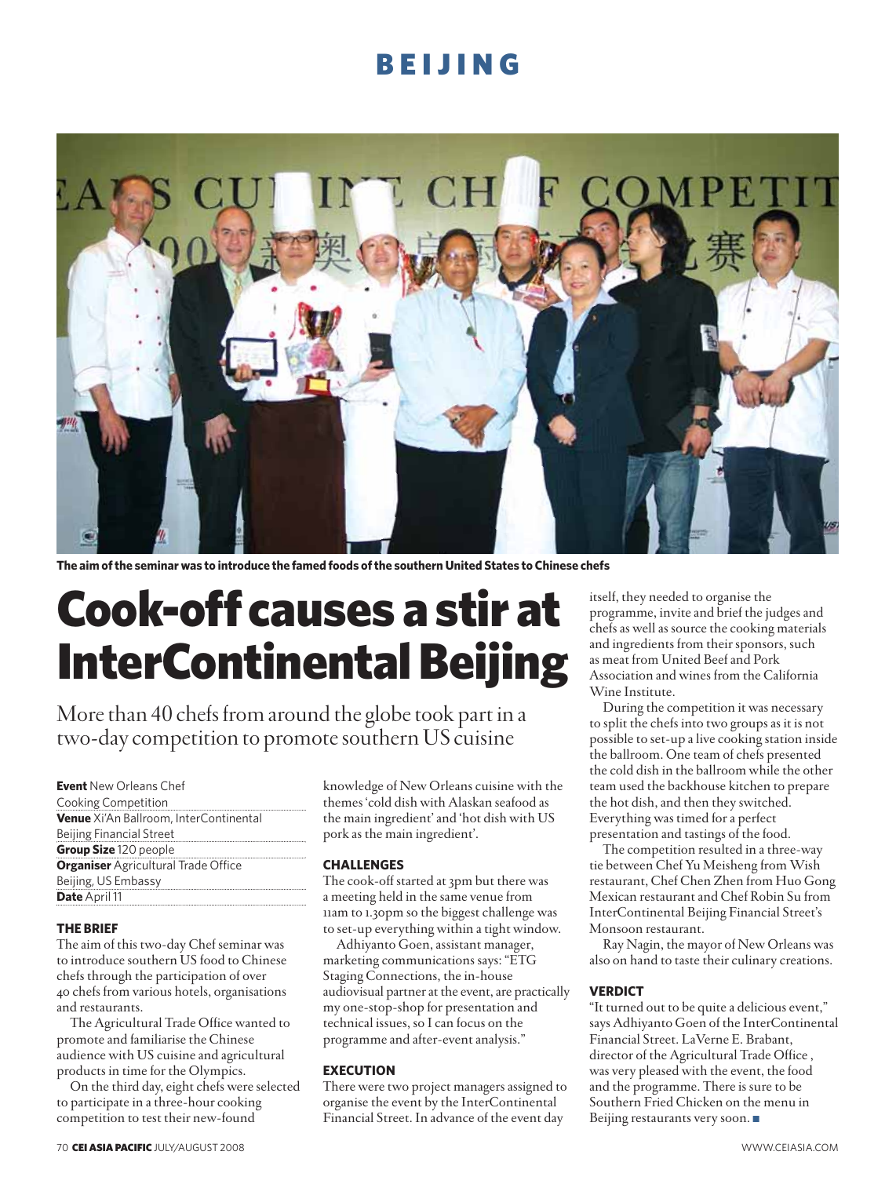# BEIJING

The aim of the seminar was to introduce the famed foods of the southern United States to Chinese chefs

# Cook-off causes a stir at InterContinental Beijing

More than 40 chefs from around the globe took part in a two-day competition to promote southern US cuisine

**Event** New Orleans Chef Cooking Competition
**Venue** Xi'An Ballroom, InterContinental Beijing Financial Street
**Group Size** 120 people
**Organiser** Agricultural Trade Office Beijing, US Embassy
**Date** April 11

### THE BRIEF

The aim of this two-day Chef seminar was to introduce southern US food to Chinese chefs through the participation of over 40 chefs from various hotels, organisations and restaurants.

The Agricultural Trade Office wanted to promote and familiarise the Chinese audience with US cuisine and agricultural products in time for the Olympics.

On the third day, eight chefs were selected to participate in a three-hour cooking competition to test their new-found knowledge of New Orleans cuisine with the themes 'cold dish with Alaskan seafood as the main ingredient' and 'hot dish with US pork as the main ingredient'.

### CHALLENGES

The cook-off started at 3pm but there was a meeting held in the same venue from 11am to 1.30pm so the biggest challenge was to set-up everything within a tight window.

Adhiyanto Goen, assistant manager, marketing communications says: "ETG Staging Connections, the in-house audiovisual partner at the event, are practically my one-stop-shop for presentation and technical issues, so I can focus on the programme and after-event analysis."

### EXECUTION

There were two project managers assigned to organise the event by the InterContinental Financial Street. In advance of the event day itself, they needed to organise the programme, invite and brief the judges and chefs as well as source the cooking materials and ingredients from their sponsors, such as meat from United Beef and Pork Association and wines from the California Wine Institute.

During the competition it was necessary to split the chefs into two groups as it is not possible to set-up a live cooking station inside the ballroom. One team of chefs presented the cold dish in the ballroom while the other team used the backhouse kitchen to prepare the hot dish, and then they switched. Everything was timed for a perfect presentation and tastings of the food.

The competition resulted in a three-way tie between Chef Yu Meisheng from Wish restaurant, Chef Chen Zhen from Huo Gong Mexican restaurant and Chef Robin Su from InterContinental Beijing Financial Street's Monsoon restaurant.

Ray Nagin, the mayor of New Orleans was also on hand to taste their culinary creations.

### VERDICT

"It turned out to be quite a delicious event," says Adhiyanto Goen of the InterContinental Financial Street. LaVerne E. Brabant, director of the Agricultural Trade Office , was very pleased with the event, the food and the programme. There is sure to be Southern Fried Chicken on the menu in Beijing restaurants very soon. ■